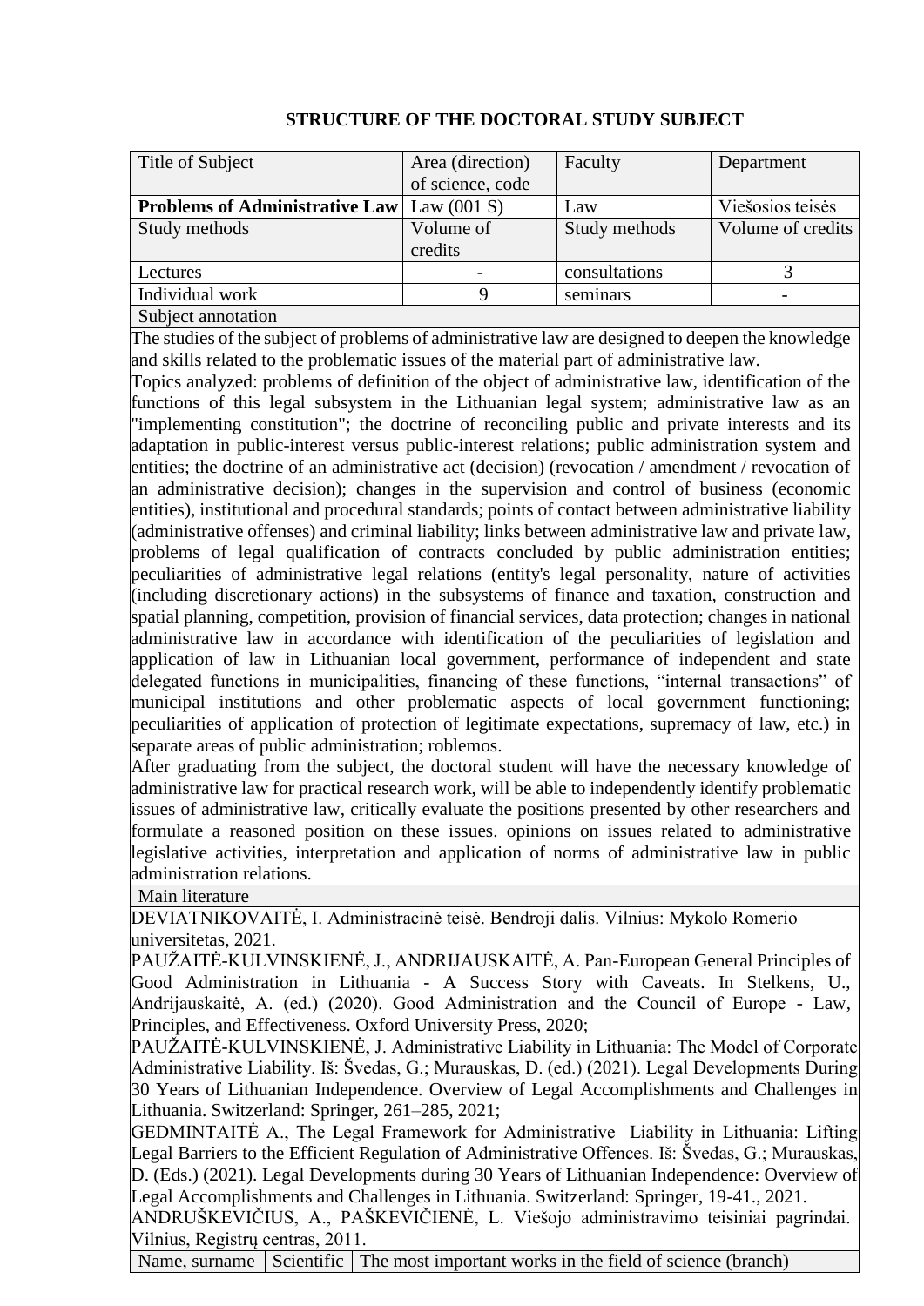# STRUCTURE OF THE DOCTORAL STUDY SUBJECT

| Title of Subject | Area (direction) of science, code | Faculty | Department |
| --- | --- | --- | --- |
| **Problems of Administrative Law** | Law (001 S) | Law | Viešosios teisės |
| Study methods | Volume of credits | Study methods | Volume of credits |
| Lectures | - | consultations | 3 |
| Individual work | 9 | seminars | - |

Subject annotation

The studies of the subject of problems of administrative law are designed to deepen the knowledge and skills related to the problematic issues of the material part of administrative law.

Topics analyzed: problems of definition of the object of administrative law, identification of the functions of this legal subsystem in the Lithuanian legal system; administrative law as an "implementing constitution"; the doctrine of reconciling public and private interests and its adaptation in public-interest versus public-interest relations; public administration system and entities; the doctrine of an administrative act (decision) (revocation / amendment / revocation of an administrative decision); changes in the supervision and control of business (economic entities), institutional and procedural standards; points of contact between administrative liability (administrative offenses) and criminal liability; links between administrative law and private law, problems of legal qualification of contracts concluded by public administration entities; peculiarities of administrative legal relations (entity's legal personality, nature of activities (including discretionary actions) in the subsystems of finance and taxation, construction and spatial planning, competition, provision of financial services, data protection; changes in national administrative law in accordance with identification of the peculiarities of legislation and application of law in Lithuanian local government, performance of independent and state delegated functions in municipalities, financing of these functions, "internal transactions" of municipal institutions and other problematic aspects of local government functioning; peculiarities of application of protection of legitimate expectations, supremacy of law, etc.) in separate areas of public administration; roblemos.

After graduating from the subject, the doctoral student will have the necessary knowledge of administrative law for practical research work, will be able to independently identify problematic issues of administrative law, critically evaluate the positions presented by other researchers and formulate a reasoned position on these issues. opinions on issues related to administrative legislative activities, interpretation and application of norms of administrative law in public administration relations.

Main literature

DEVIATNIKOVAITĖ, I. Administracinė teisė. Bendroji dalis. Vilnius: Mykolo Romerio universitetas, 2021.

PAUŽAITĖ-KULVINSKIENĖ, J., ANDRIJAUSKAITĖ, A. Pan-European General Principles of Good Administration in Lithuania - A Success Story with Caveats. In Stelkens, U., Andrijauskaitė, A. (ed.) (2020). Good Administration and the Council of Europe - Law, Principles, and Effectiveness. Oxford University Press, 2020;

PAUŽAITĖ-KULVINSKIENĖ, J. Administrative Liability in Lithuania: The Model of Corporate Administrative Liability. Iš: Švedas, G.; Murauskas, D. (ed.) (2021). Legal Developments During 30 Years of Lithuanian Independence. Overview of Legal Accomplishments and Challenges in Lithuania. Switzerland: Springer, 261–285, 2021;

GEDMINTAITĖ A., The Legal Framework for Administrative Liability in Lithuania: Lifting Legal Barriers to the Efficient Regulation of Administrative Offences. Iš: Švedas, G.; Murauskas, D. (Eds.) (2021). Legal Developments during 30 Years of Lithuanian Independence: Overview of Legal Accomplishments and Challenges in Lithuania. Switzerland: Springer, 19-41., 2021.

ANDRUŠKEVIČIUS, A., PAŠKEVIČIENĖ, L. Viešojo administravimo teisiniai pagrindai. Vilnius, Registrų centras, 2011.

| Name, surname | Scientific | The most important works in the field of science (branch) |
| --- | --- | --- |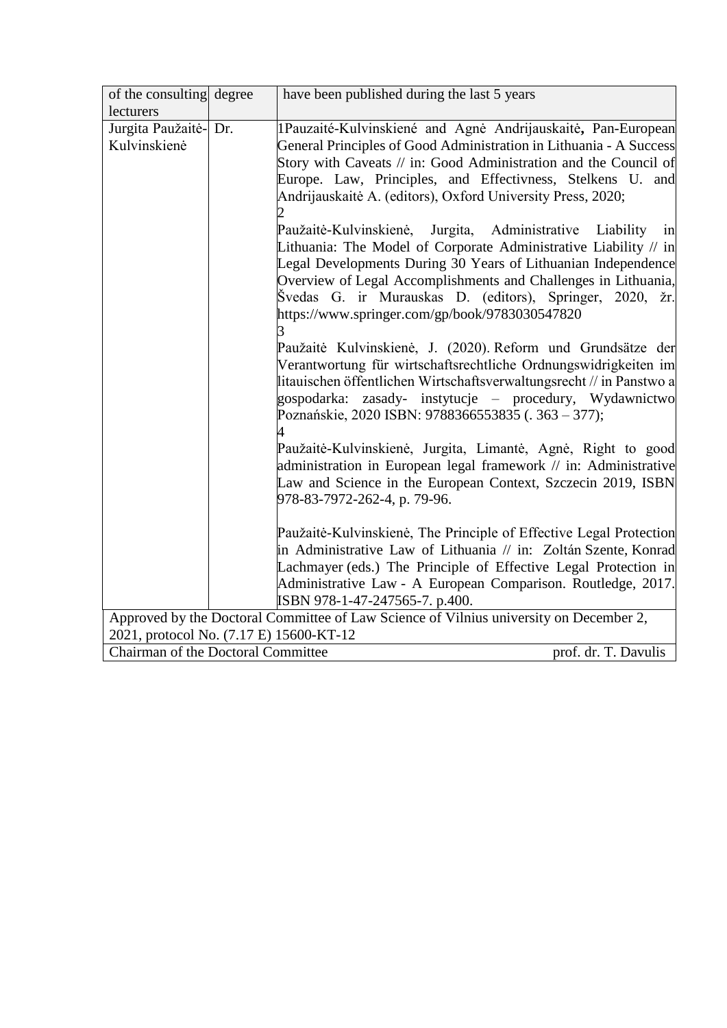| of the consulting lecturers | degree | have been published during the last 5 years |
|---|---|---|
| Jurgita Paužaitė-Kulvinskienė | Dr. | 1Pauzaité-Kulvinskiené and Agnė Andrijauskaitė**,** Pan-European General Principles of Good Administration in Lithuania - A Success Story with Caveats // in: Good Administration and the Council of Europe. Law, Principles, and Effectivness, Stelkens U. and Andrijauskaitė A. (editors), Oxford University Press, 2020;<br>2<br>Paužaitė-Kulvinskienė, Jurgita, Administrative Liability in Lithuania: The Model of Corporate Administrative Liability // in Legal Developments During 30 Years of Lithuanian Independence Overview of Legal Accomplishments and Challenges in Lithuania, Švedas G. ir Murauskas D. (editors), Springer, 2020, žr. https://www.springer.com/gp/book/9783030547820<br>3<br>Paužaitė Kulvinskienė, J. (2020). Reform und Grundsätze der Verantwortung für wirtschaftsrechtliche Ordnungswidrigkeiten im litauischen öffentlichen Wirtschaftsverwaltungsrecht // in Panstwo a gospodarka: zasady- instytucje – procedury, Wydawnictwo Poznańskie, 2020 ISBN: 9788366553835 (. 363 – 377);<br>4<br>Paužaitė-Kulvinskienė, Jurgita, Limantė, Agnė, Right to good administration in European legal framework // in: Administrative Law and Science in the European Context, Szczecin 2019, ISBN 978-83-7972-262-4, p. 79-96.<br><br>Paužaitė-Kulvinskienė, The Principle of Effective Legal Protection in Administrative Law of Lithuania // in: Zoltán Szente, Konrad Lachmayer (eds.) The Principle of Effective Legal Protection in Administrative Law - A European Comparison. Routledge, 2017. ISBN 978-1-47-247565-7. p.400. |
| Approved by the Doctoral Committee of Law Science of Vilnius university on December 2, 2021, protocol No. (7.17 E) 15600-KT-12 | | |
| Chairman of the Doctoral Committee | | prof. dr. T. Davulis |